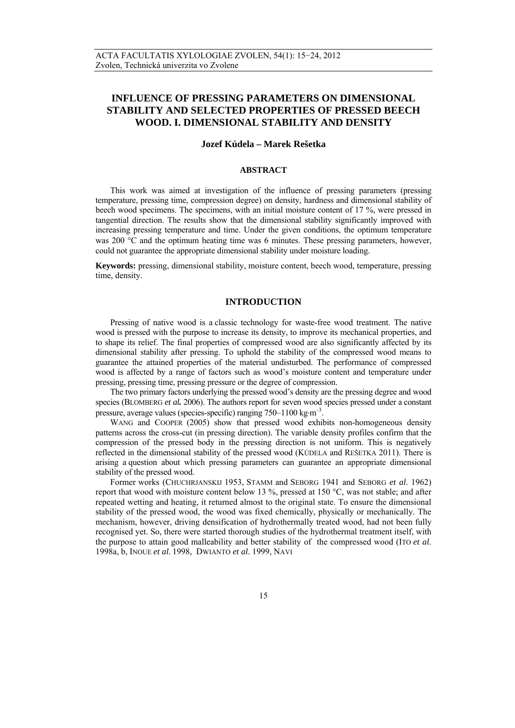# INFLUENCE OF PRESSING PARAMETERS ON DIMENSIONAL STABILITY AND SELECTED PROPERTIES OF PRESSED BEECH WOOD. I. DIMENSIONAL STABILITY AND DENSITY

**Jozef Kúdela – Marek Rešetka**

## ABSTRACT

This work was aimed at investigation of the influence of pressing parameters (pressing temperature, pressing time, compression degree) on density, hardness and dimensional stability of beech wood specimens. The specimens, with an initial moisture content of 17 %, were pressed in tangential direction. The results show that the dimensional stability significantly improved with increasing pressing temperature and time. Under the given conditions, the optimum temperature was 200 °C and the optimum heating time was 6 minutes. These pressing parameters, however, could not guarantee the appropriate dimensional stability under moisture loading.

**Keywords:** pressing, dimensional stability, moisture content, beech wood, temperature, pressing time, density.

## INTRODUCTION

Pressing of native wood is a classic technology for waste-free wood treatment. The native wood is pressed with the purpose to increase its density, to improve its mechanical properties, and to shape its relief. The final properties of compressed wood are also significantly affected by its dimensional stability after pressing. To uphold the stability of the compressed wood means to guarantee the attained properties of the material undisturbed. The performance of compressed wood is affected by a range of factors such as wood's moisture content and temperature under pressing, pressing time, pressing pressure or the degree of compression.

The two primary factors underlying the pressed wood's density are the pressing degree and wood species (Blomberg *et al.* 2006). The authors report for seven wood species pressed under a constant pressure, average values (species-specific) ranging 750–1100 $kg \cdot m^{-3}$.

Wang and Cooper (2005) show that pressed wood exhibits non-homogeneous density patterns across the cross-cut (in pressing direction). The variable density profiles confirm that the compression of the pressed body in the pressing direction is not uniform. This is negatively reflected in the dimensional stability of the pressed wood (Kúdela and Rešetka 2011). There is arising a question about which pressing parameters can guarantee an appropriate dimensional stability of the pressed wood.

Former works (Chuchrjanskij 1953, Stamm and Seborg 1941 and Seborg *et al.* 1962) report that wood with moisture content below 13 %, pressed at 150 °C, was not stable; and after repeated wetting and heating, it returned almost to the original state. To ensure the dimensional stability of the pressed wood, the wood was fixed chemically, physically or mechanically. The mechanism, however, driving densification of hydrothermally treated wood, had not been fully recognised yet. So, there were started thorough studies of the hydrothermal treatment itself, with the purpose to attain good malleability and better stability of the compressed wood (Ito *et al.* 1998a, b, Inoue *et al.* 1998, Dwianto *et al.* 1999, Navi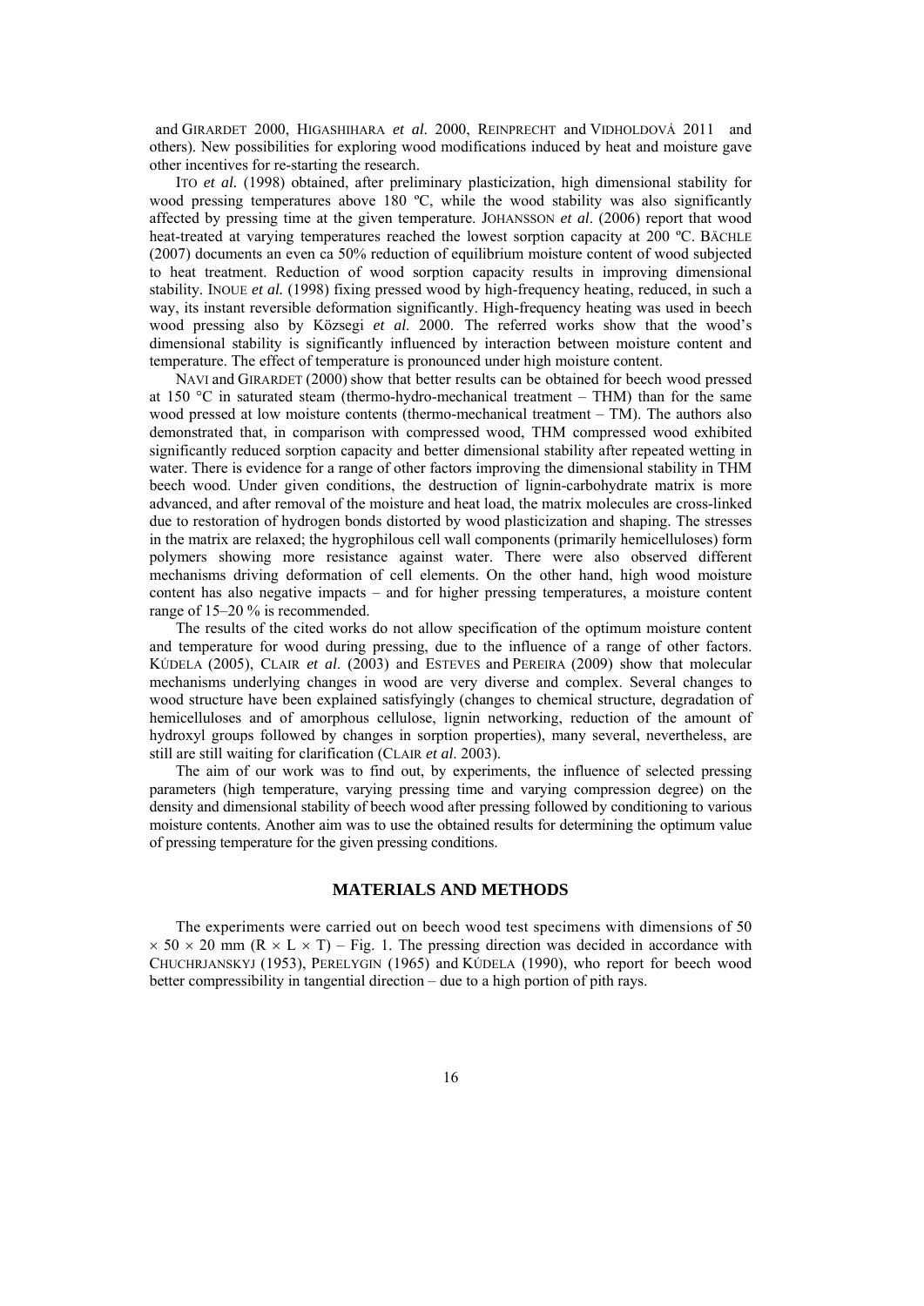and GIRARDET 2000, HIGASHIHARA *et al*. 2000, REINPRECHT and VIDHOLDOVÁ 2011 and others). New possibilities for exploring wood modifications induced by heat and moisture gave other incentives for re-starting the research.

ITO *et al.* (1998) obtained, after preliminary plasticization, high dimensional stability for wood pressing temperatures above 180 ºC, while the wood stability was also significantly affected by pressing time at the given temperature. JOHANSSON *et al*. (2006) report that wood heat-treated at varying temperatures reached the lowest sorption capacity at 200 ºC. BÄCHLE (2007) documents an even ca 50% reduction of equilibrium moisture content of wood subjected to heat treatment. Reduction of wood sorption capacity results in improving dimensional stability. INOUE *et al.* (1998) fixing pressed wood by high-frequency heating, reduced, in such a way, its instant reversible deformation significantly. High-frequency heating was used in beech wood pressing also by Közsegi *et al*. 2000. The referred works show that the wood's dimensional stability is significantly influenced by interaction between moisture content and temperature. The effect of temperature is pronounced under high moisture content.

NAVI and GIRARDET (2000) show that better results can be obtained for beech wood pressed at 150 °C in saturated steam (thermo-hydro-mechanical treatment – THM) than for the same wood pressed at low moisture contents (thermo-mechanical treatment – TM). The authors also demonstrated that, in comparison with compressed wood, THM compressed wood exhibited significantly reduced sorption capacity and better dimensional stability after repeated wetting in water. There is evidence for a range of other factors improving the dimensional stability in THM beech wood. Under given conditions, the destruction of lignin-carbohydrate matrix is more advanced, and after removal of the moisture and heat load, the matrix molecules are cross-linked due to restoration of hydrogen bonds distorted by wood plasticization and shaping. The stresses in the matrix are relaxed; the hygrophilous cell wall components (primarily hemicelluloses) form polymers showing more resistance against water. There were also observed different mechanisms driving deformation of cell elements. On the other hand, high wood moisture content has also negative impacts – and for higher pressing temperatures, a moisture content range of 15–20 % is recommended.

The results of the cited works do not allow specification of the optimum moisture content and temperature for wood during pressing, due to the influence of a range of other factors. KÚDELA (2005), CLAIR *et al*. (2003) and ESTEVES and PEREIRA (2009) show that molecular mechanisms underlying changes in wood are very diverse and complex. Several changes to wood structure have been explained satisfyingly (changes to chemical structure, degradation of hemicelluloses and of amorphous cellulose, lignin networking, reduction of the amount of hydroxyl groups followed by changes in sorption properties), many several, nevertheless, are still are still waiting for clarification (CLAIR *et al*. 2003).

The aim of our work was to find out, by experiments, the influence of selected pressing parameters (high temperature, varying pressing time and varying compression degree) on the density and dimensional stability of beech wood after pressing followed by conditioning to various moisture contents. Another aim was to use the obtained results for determining the optimum value of pressing temperature for the given pressing conditions.

## MATERIALS AND METHODS

The experiments were carried out on beech wood test specimens with dimensions of 50 × 50 × 20 mm (R × L × T) – Fig. 1. The pressing direction was decided in accordance with CHUCHRJANSKYJ (1953), PERELYGIN (1965) and KÚDELA (1990), who report for beech wood better compressibility in tangential direction – due to a high portion of pith rays.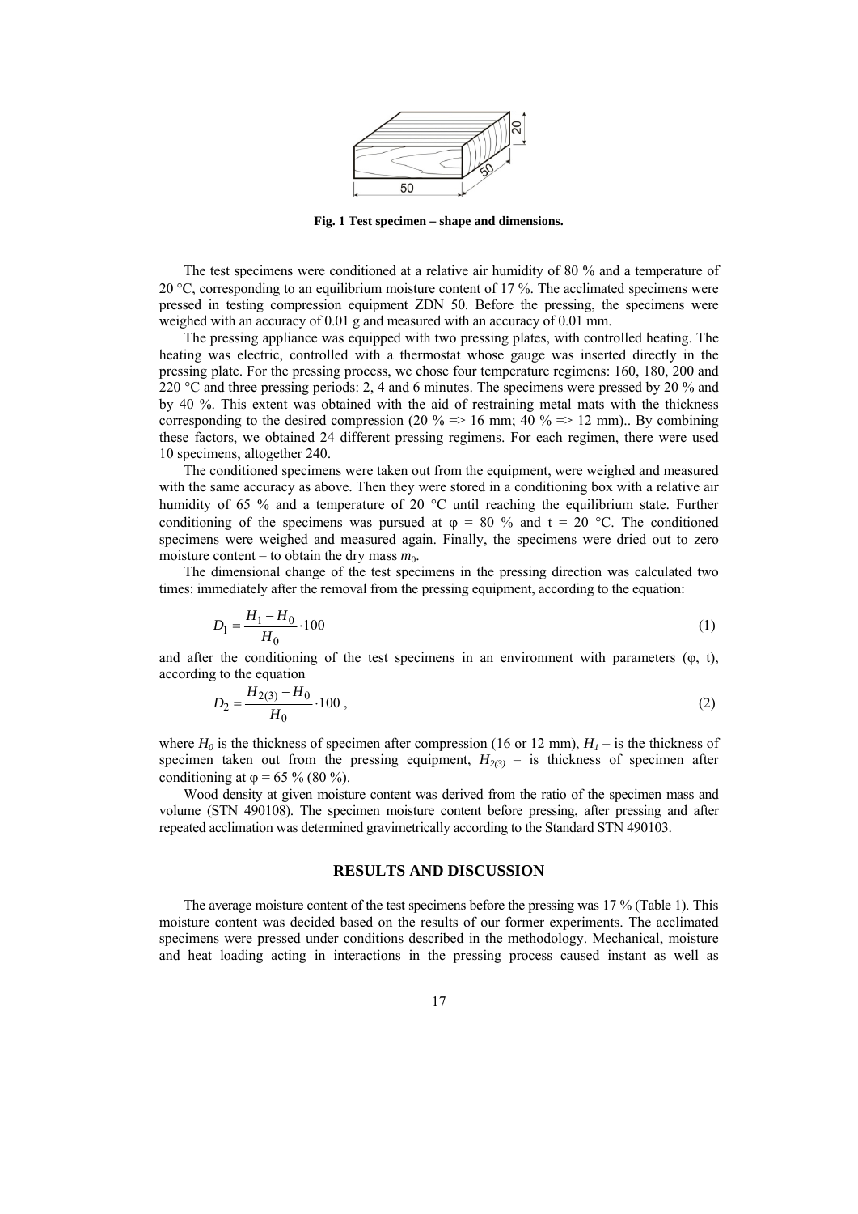Fig. 1 Test specimen – shape and dimensions.

The test specimens were conditioned at a relative air humidity of 80 % and a temperature of 20 °C, corresponding to an equilibrium moisture content of 17 %. The acclimated specimens were pressed in testing compression equipment ZDN 50. Before the pressing, the specimens were weighed with an accuracy of 0.01 g and measured with an accuracy of 0.01 mm.

The pressing appliance was equipped with two pressing plates, with controlled heating. The heating was electric, controlled with a thermostat whose gauge was inserted directly in the pressing plate. For the pressing process, we chose four temperature regimens: 160, 180, 200 and 220 °C and three pressing periods: 2, 4 and 6 minutes. The specimens were pressed by 20 % and by 40 %. This extent was obtained with the aid of restraining metal mats with the thickness corresponding to the desired compression (20 % => 16 mm; 40 % => 12 mm).. By combining these factors, we obtained 24 different pressing regimens. For each regimen, there were used 10 specimens, altogether 240.

The conditioned specimens were taken out from the equipment, were weighed and measured with the same accuracy as above. Then they were stored in a conditioning box with a relative air humidity of 65 % and a temperature of 20 °C until reaching the equilibrium state. Further conditioning of the specimens was pursued at $\varphi$ = 80 % and t = 20 °C. The conditioned specimens were weighed and measured again. Finally, the specimens were dried out to zero moisture content – to obtain the dry mass $m_0$.

The dimensional change of the test specimens in the pressing direction was calculated two times: immediately after the removal from the pressing equipment, according to the equation:

$$D_1 = \frac{H_1 - H_0}{H_0} \cdot 100 \tag{1}$$

and after the conditioning of the test specimens in environment with parameters ($\varphi$, t), according to the equation

$$D_2 = \frac{H_{2(3)} - H_0}{H_0} \cdot 100 \,, \tag{2}$$

where $H_0$ is the thickness of specimen after compression (16 or 12 mm), $H_1$ – is the thickness of specimen taken out from the pressing equipment, $H_{2(3)}$ – is thickness of specimen after conditioning at $\varphi$ = 65 % (80 %).

Wood density at given moisture content was derived from the ratio of the specimen mass and volume (STN 490108). The specimen moisture content before pressing, after pressing and after repeated acclimation was determined gravimetrically according to the Standard STN 490103.

## RESULTS AND DISCUSSION

The average moisture content of the test specimens before the pressing was 17 % (Table 1). This moisture content was decided based on the results of our former experiments. The acclimated specimens were pressed under conditions described in the methodology. Mechanical, moisture and heat loading acting in interactions in the pressing process caused instant as well as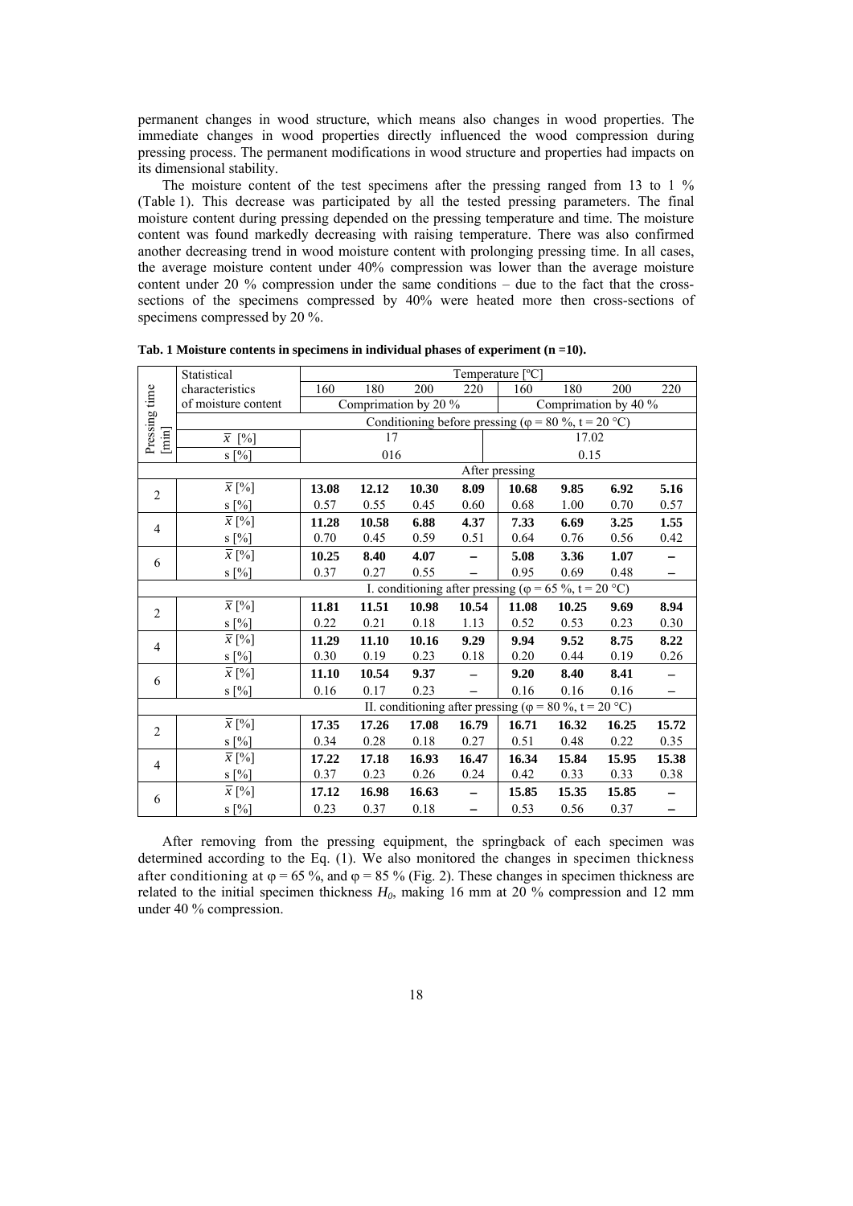permanent changes in wood structure, which means also changes in wood properties. The immediate changes in wood properties directly influenced the wood compression during pressing process. The permanent modifications in wood structure and properties had impacts on its dimensional stability.

The moisture content of the test specimens after the pressing ranged from 13 to 1 % (Table 1). This decrease was participated by all the tested pressing parameters. The final moisture content during pressing depended on the pressing temperature and time. The moisture content was found markedly decreasing with raising temperature. There was also confirmed another decreasing trend in wood moisture content with prolonging pressing time. In all cases, the average moisture content under 40% compression was lower than the average moisture content under 20 % compression under the same conditions – due to the fact that the cross-sections of the specimens compressed by 40% were heated more then cross-sections of specimens compressed by 20 %.

**Tab. 1 Moisture contents in specimens in individual phases of experiment (n =10).**

| Pressing time [min] | Statistical characteristics of moisture content | Temperature [ºC] | | | | | | | |
|---|---|---|---|---|---|---|---|---|---|
| | | 160 | 180 | 200 | 220 | 160 | 180 | 200 | 220 |
| | | Comprimation by 20 % | | | | Comprimation by 40 % | | | |
| | | Conditioning before pressing (φ = 80 %, t = 20 °C) | | | | | | | |
| | $\bar{x}$ [%] | 17 | | | | 17.02 | | | |
| | s [%] | 016 | | | | 0.15 | | | |
| | | After pressing | | | | | | | |
| 2 | $\bar{x}$ [%] | **13.08** | **12.12** | **10.30** | **8.09** | **10.68** | **9.85** | **6.92** | **5.16** |
| | s [%] | 0.57 | 0.55 | 0.45 | 0.60 | 0.68 | 1.00 | 0.70 | 0.57 |
| 4 | $\bar{x}$ [%] | **11.28** | **10.58** | **6.88** | **4.37** | **7.33** | **6.69** | **3.25** | **1.55** |
| | s [%] | 0.70 | 0.45 | 0.59 | 0.51 | 0.64 | 0.76 | 0.56 | 0.42 |
| 6 | $\bar{x}$ [%] | **10.25** | **8.40** | **4.07** | **–** | **5.08** | **3.36** | **1.07** | **–** |
| | s [%] | 0.37 | 0.27 | 0.55 | – | 0.95 | 0.69 | 0.48 | – |
| | | I. conditioning after pressing (φ = 65 %, t = 20 °C) | | | | | | | |
| 2 | $\bar{x}$ [%] | **11.81** | **11.51** | **10.98** | **10.54** | **11.08** | **10.25** | **9.69** | **8.94** |
| | s [%] | 0.22 | 0.21 | 0.18 | 1.13 | 0.52 | 0.53 | 0.23 | 0.30 |
| 4 | $\bar{x}$ [%] | **11.29** | **11.10** | **10.16** | **9.29** | **9.94** | **9.52** | **8.75** | **8.22** |
| | s [%] | 0.30 | 0.19 | 0.23 | 0.18 | 0.20 | 0.44 | 0.19 | 0.26 |
| 6 | $\bar{x}$ [%] | **11.10** | **10.54** | **9.37** | **–** | **9.20** | **8.40** | **8.41** | **–** |
| | s [%] | 0.16 | 0.17 | 0.23 | – | 0.16 | 0.16 | 0.16 | – |
| | | II. conditioning after pressing (φ = 80 %, t = 20 °C) | | | | | | | |
| 2 | $\bar{x}$ [%] | **17.35** | **17.26** | **17.08** | **16.79** | **16.71** | **16.32** | **16.25** | **15.72** |
| | s [%] | 0.34 | 0.28 | 0.18 | 0.27 | 0.51 | 0.48 | 0.22 | 0.35 |
| 4 | $\bar{x}$ [%] | **17.22** | **17.18** | **16.93** | **16.47** | **16.34** | **15.84** | **15.95** | **15.38** |
| | s [%] | 0.37 | 0.23 | 0.26 | 0.24 | 0.42 | 0.33 | 0.33 | 0.38 |
| 6 | $\bar{x}$ [%] | **17.12** | **16.98** | **16.63** | **–** | **15.85** | **15.35** | **15.85** | **–** |
| | s [%] | 0.23 | 0.37 | 0.18 | – | 0.53 | 0.56 | 0.37 | – |

After removing from the pressing equipment, the springback of each specimen was determined according to the Eq. (1). We also monitored the changes in specimen thickness after conditioning at φ = 65 %, and φ = 85 % (Fig. 2). These changes in specimen thickness are related to the initial specimen thickness $H_0$, making 16 mm at 20 % compression and 12 mm under 40 % compression.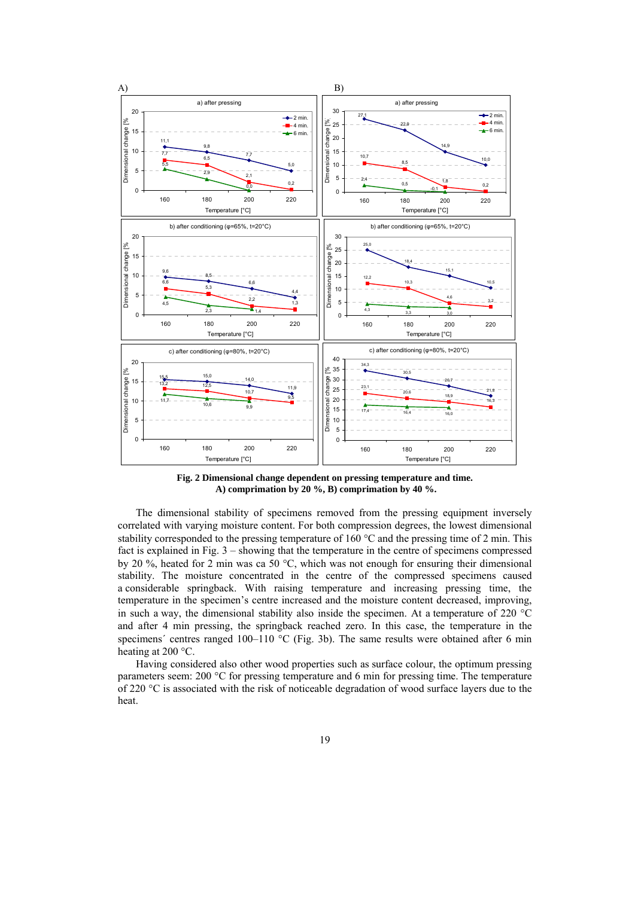**Fig. 2 Dimensional change dependent on pressing temperature and time.**
**A) comprimation by 20 %, B) comprimation by 40 %.**

The dimensional stability of specimens removed from the pressing equipment inversely correlated with varying moisture content. For both compression degrees, the lowest dimensional stability corresponded to the pressing temperature of 160 °C and the pressing time of 2 min. This fact is explained in Fig. 3 – showing that the temperature in the centre of specimens compressed by 20 %, heated for 2 min was ca 50 °C, which was not enough for ensuring their dimensional stability. The moisture concentrated in the centre of the compressed specimens caused a considerable springback. With raising temperature and increasing pressing time, the temperature in the specimen's centre increased and the moisture content decreased, improving, in such a way, the dimensional stability also inside the specimen. At a temperature of 220 °C and after 4 min pressing, the springback reached zero. In this case, the temperature in the specimens´ centres ranged 100–110 °C (Fig. 3b). The same results were obtained after 6 min heating at 200 °C.

Having considered also other wood properties such as surface colour, the optimum pressing parameters seem: 200 °C for pressing temperature and 6 min for pressing time. The temperature of 220 °C is associated with the risk of noticeable degradation of wood surface layers due to the heat.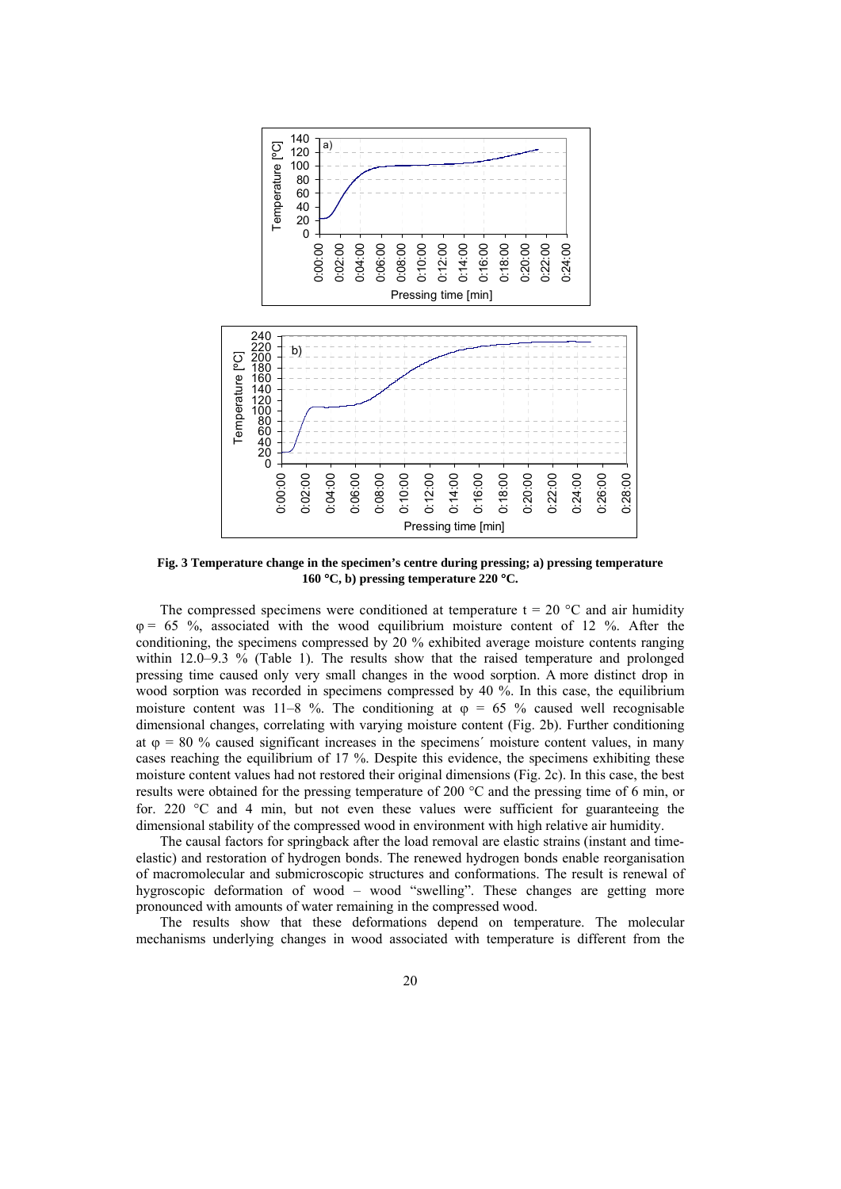**Fig. 3 Temperature change in the specimen's centre during pressing; a) pressing temperature 160 °C, b) pressing temperature 220 °C.**

The compressed specimens were conditioned at temperature t = 20 °C and air humidity φ = 65 %, associated with the wood equilibrium moisture content of 12 %. After the conditioning, the specimens compressed by 20 % exhibited average moisture contents ranging within 12.0–9.3 % (Table 1). The results show that the raised temperature and prolonged pressing time caused only very small changes in the wood sorption. A more distinct drop in wood sorption was recorded in specimens compressed by 40 %. In this case, the equilibrium moisture content was 11–8 %. The conditioning at φ = 65 % caused well recognisable dimensional changes, correlating with varying moisture content (Fig. 2b). Further conditioning at φ = 80 % caused significant increases in the specimens´ moisture content values, in many cases reaching the equilibrium of 17 %. Despite this evidence, the specimens exhibiting these moisture content values had not restored their original dimensions (Fig. 2c). In this case, the best results were obtained for the pressing temperature of 200 °C and the pressing time of 6 min, or for. 220 °C and 4 min, but not even these values were sufficient for guaranteeing the dimensional stability of the compressed wood in environment with high relative air humidity.

The causal factors for springback after the load removal are elastic strains (instant and time-elastic) and restoration of hydrogen bonds. The renewed hydrogen bonds enable reorganisation of macromolecular and submicroscopic structures and conformations. The result is renewal of hygroscopic deformation of wood – wood "swelling". These changes are getting more pronounced with amounts of water remaining in the compressed wood.

The results show that these deformations depend on temperature. The molecular mechanisms underlying changes in wood associated with temperature is different from the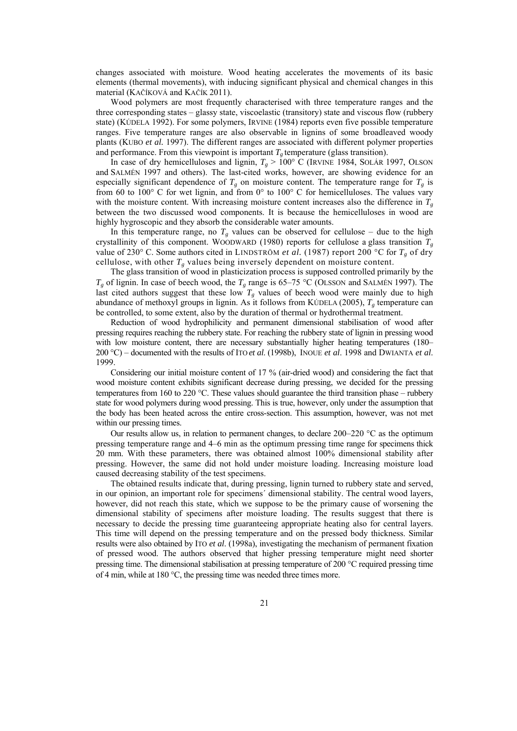changes associated with moisture. Wood heating accelerates the movements of its basic elements (thermal movements), with inducing significant physical and chemical changes in this material (KAČÍKOVÁ and KAČÍK 2011).

Wood polymers are most frequently characterised with three temperature ranges and the three corresponding states – glassy state, viscoelastic (transitory) state and viscous flow (rubbery state) (KÚDELA 1992). For some polymers, IRVINE (1984) reports even five possible temperature ranges. Five temperature ranges are also observable in lignins of some broadleaved woody plants (KUBO *et al.* 1997). The different ranges are associated with different polymer properties and performance. From this viewpoint is important $T_g$ temperature (glass transition).

In case of dry hemicelluloses and lignin, $T_g$ > 100° C (IRVINE 1984, SOLÁR 1997, OLSON and SALMÉN 1997 and others). The last-cited works, however, are showing evidence for an especially significant dependence of $T_g$ on moisture content. The temperature range for $T_g$ is from 60 to 100° C for wet lignin, and from 0° to 100° C for hemicelluloses. The values vary with the moisture content. With increasing moisture content increases also the difference in $T_g$ between the two discussed wood components. It is because the hemicelluloses in wood are highly hygroscopic and they absorb the considerable water amounts.

In this temperature range, no $T_g$ values can be observed for cellulose – due to the high crystallinity of this component. WOODWARD (1980) reports for cellulose a glass transition $T_g$ value of 230° C. Some authors cited in LINDSTRÖM *et al.* (1987) report 200 °C for $T_g$ of dry cellulose, with other $T_g$ values being inversely dependent on moisture content.

The glass transition of wood in plasticization process is supposed controlled primarily by the $T_g$ of lignin. In case of beech wood, the $T_g$ range is 65–75 °C (OLSSON and SALMÉN 1997). The last cited authors suggest that these low $T_g$ values of beech wood were mainly due to high abundance of methoxyl groups in lignin. As it follows from KÚDELA (2005), $T_g$ temperature can be controlled, to some extent, also by the duration of thermal or hydrothermal treatment.

Reduction of wood hydrophilicity and permanent dimensional stabilisation of wood after pressing requires reaching the rubbery state. For reaching the rubbery state of lignin in pressing wood with low moisture content, there are necessary substantially higher heating temperatures (180–200 °C) – documented with the results of ITO *et al.* (1998b), INOUE *et al.* 1998 and DWIANTA *et al.* 1999.

Considering our initial moisture content of 17 % (air-dried wood) and considering the fact that wood moisture content exhibits significant decrease during pressing, we decided for the pressing temperatures from 160 to 220 °C. These values should guarantee the third transition phase – rubbery state for wood polymers during wood pressing. This is true, however, only under the assumption that the body has been heated across the entire cross-section. This assumption, however, was not met within our pressing times.

Our results allow us, in relation to permanent changes, to declare 200–220 °C as the optimum pressing temperature range and 4–6 min as the optimum pressing time range for specimens thick 20 mm. With these parameters, there was obtained almost 100% dimensional stability after pressing. However, the same did not hold under moisture loading. Increasing moisture load caused decreasing stability of the test specimens.

The obtained results indicate that, during pressing, lignin turned to rubbery state and served, in our opinion, an important role for specimens´ dimensional stability. The central wood layers, however, did not reach this state, which we suppose to be the primary cause of worsening the dimensional stability of specimens after moisture loading. The results suggest that there is necessary to decide the pressing time guaranteeing appropriate heating also for central layers. This time will depend on the pressing temperature and on the pressed body thickness. Similar results were also obtained by ITO *et al.* (1998a), investigating the mechanism of permanent fixation of pressed wood. The authors observed that higher pressing temperature might need shorter pressing time. The dimensional stabilisation at pressing temperature of 200 °C required pressing time of 4 min, while at 180 °C, the pressing time was needed three times more.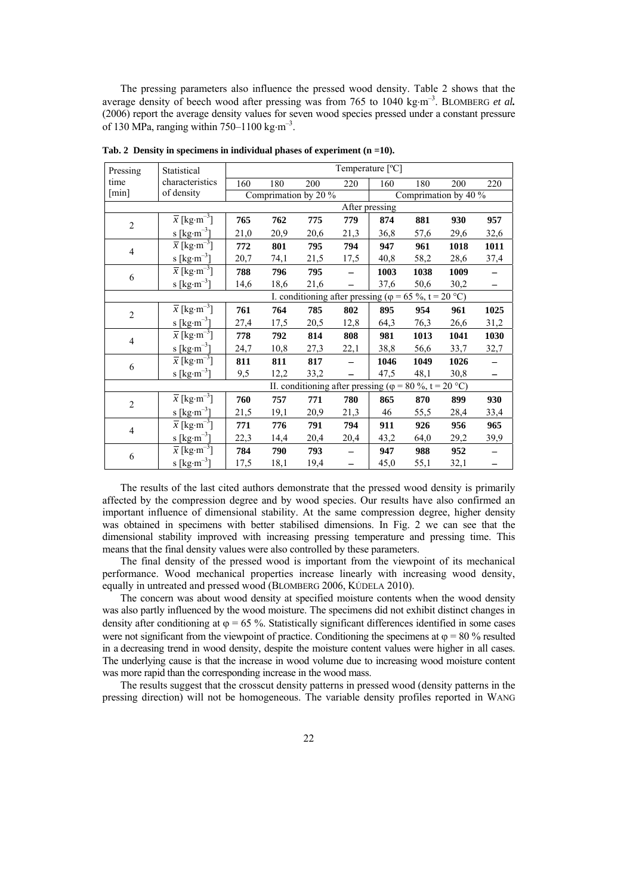The pressing parameters also influence the pressed wood density. Table 2 shows that the average density of beech wood after pressing was from 765 to 1040 kg·m$^{-3}$. BLOMBERG *et al.* (2006) report the average density values for seven wood species pressed under a constant pressure of 130 MPa, ranging within 750–1100 kg·m$^{-3}$.

**Tab. 2 Density in specimens in individual phases of experiment (n =10).**

| Pressing time [min] | Statistical characteristics of density | Temperature [ºC] | | | | | | | |
|---|---|---|---|---|---|---|---|---|---|
| | | 160 | 180 | 200 | 220 | 160 | 180 | 200 | 220 |
| | | Comprimation by 20 % | | | | Comprimation by 40 % | | | |
| | | After pressing | | | | | | | |
| 2 | $\bar{x}$ [kg·m$^{-3}$] | **765** | **762** | **775** | **779** | **874** | **881** | **930** | **957** |
| | s [kg·m$^{-3}$] | 21,0 | 20,9 | 20,6 | 21,3 | 36,8 | 57,6 | 29,6 | 32,6 |
| 4 | $\bar{x}$ [kg·m$^{-3}$] | **772** | **801** | **795** | **794** | **947** | **961** | **1018** | **1011** |
| | s [kg·m$^{-3}$] | 20,7 | 74,1 | 21,5 | 17,5 | 40,8 | 58,2 | 28,6 | 37,4 |
| 6 | $\bar{x}$ [kg·m$^{-3}$] | **788** | **796** | **795** | **–** | **1003** | **1038** | **1009** | **–** |
| | s [kg·m$^{-3}$] | 14,6 | 18,6 | 21,6 | – | 37,6 | 50,6 | 30,2 | – |
| | | I. conditioning after pressing (φ = 65 %, t = 20 °C) | | | | | | | |
| 2 | $\bar{x}$ [kg·m$^{-3}$] | **761** | **764** | **785** | **802** | **895** | **954** | **961** | **1025** |
| | s [kg·m$^{-3}$] | 27,4 | 17,5 | 20,5 | 12,8 | 64,3 | 76,3 | 26,6 | 31,2 |
| 4 | $\bar{x}$ [kg·m$^{-3}$] | **778** | **792** | **814** | **808** | **981** | **1013** | **1041** | **1030** |
| | s [kg·m$^{-3}$] | 24,7 | 10,8 | 27,3 | 22,1 | 38,8 | 56,6 | 33,7 | 32,7 |
| 6 | $\bar{x}$ [kg·m$^{-3}$] | **811** | **811** | **817** | **–** | **1046** | **1049** | **1026** | **–** |
| | s [kg·m$^{-3}$] | 9,5 | 12,2 | 33,2 | – | 47,5 | 48,1 | 30,8 | – |
| | | II. conditioning after pressing (φ = 80 %, t = 20 °C) | | | | | | | |
| 2 | $\bar{x}$ [kg·m$^{-3}$] | **760** | **757** | **771** | **780** | **865** | **870** | **899** | **930** |
| | s [kg·m$^{-3}$] | 21,5 | 19,1 | 20,9 | 21,3 | 46 | 55,5 | 28,4 | 33,4 |
| 4 | $\bar{x}$ [kg·m$^{-3}$] | **771** | **776** | **791** | **794** | **911** | **926** | **956** | **965** |
| | s [kg·m$^{-3}$] | 22,3 | 14,4 | 20,4 | 20,4 | 43,2 | 64,0 | 29,2 | 39,9 |
| 6 | $\bar{x}$ [kg·m$^{-3}$] | **784** | **790** | **793** | **–** | **947** | **988** | **952** | **–** |
| | s [kg·m$^{-3}$] | 17,5 | 18,1 | 19,4 | – | 45,0 | 55,1 | 32,1 | – |

The results of the last cited authors demonstrate that the pressed wood density is primarily affected by the compression degree and by wood species. Our results have also confirmed an important influence of dimensional stability. At the same compression degree, higher density was obtained in specimens with better stabilised dimensions. In Fig. 2 we can see that the dimensional stability improved with increasing pressing temperature and pressing time. This means that the final density values were also controlled by these parameters.

The final density of the pressed wood is important from the viewpoint of its mechanical performance. Wood mechanical properties increase linearly with increasing wood density, equally in untreated and pressed wood (BLOMBERG 2006, KÚDELA 2010).

The concern was about wood density at specified moisture contents when the wood density was also partly influenced by the wood moisture. The specimens did not exhibit distinct changes in density after conditioning at φ = 65 %. Statistically significant differences identified in some cases were not significant from the viewpoint of practice. Conditioning the specimens at φ = 80 % resulted in a decreasing trend in wood density, despite the moisture content values were higher in all cases. The underlying cause is that the increase in wood volume due to increasing wood moisture content was more rapid than the corresponding increase in the wood mass.

The results suggest that the crosscut density patterns in pressed wood (density patterns in the pressing direction) will not be homogeneous. The variable density profiles reported in WANG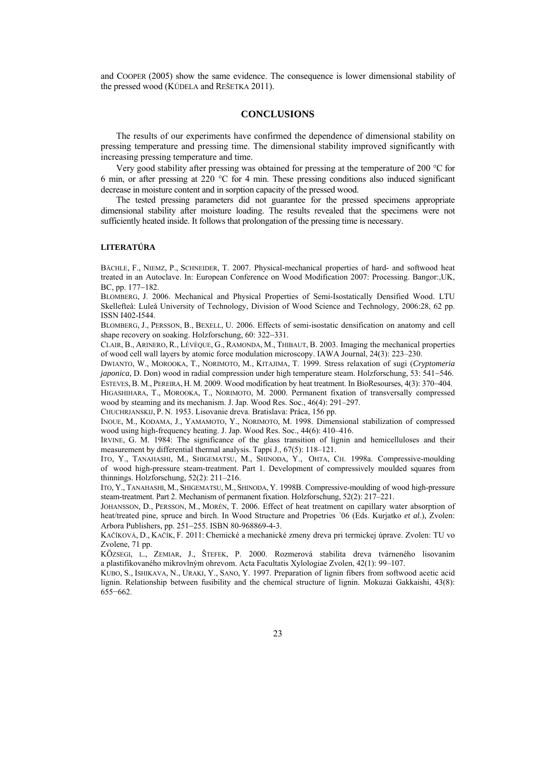and COOPER (2005) show the same evidence. The consequence is lower dimensional stability of the pressed wood (KÚDELA and REŠETKA 2011).

## CONCLUSIONS

The results of our experiments have confirmed the dependence of dimensional stability on pressing temperature and pressing time. The dimensional stability improved significantly with increasing pressing temperature and time.

Very good stability after pressing was obtained for pressing at the temperature of 200 °C for 6 min, or after pressing at 220 °C for 4 min. These pressing conditions also induced significant decrease in moisture content and in sorption capacity of the pressed wood.

The tested pressing parameters did not guarantee for the pressed specimens appropriate dimensional stability after moisture loading. The results revealed that the specimens were not sufficiently heated inside. It follows that prolongation of the pressing time is necessary.

### LITERATÚRA

BÄCHLE, F., NIEMZ, P., SCHNEIDER, T. 2007. Physical-mechanical properties of hard- and softwood heat treated in an Autoclave. In: European Conference on Wood Modification 2007: Processing. Bangor:,UK, BC, pp. 177−182.

BLOMBERG, J. 2006. Mechanical and Physical Properties of Semi-Isostatically Densified Wood. LTU Skellefteå: Luleå University of Technology, Division of Wood Science and Technology, 2006:28, 62 pp. ISSN I402-I544.

BLOMBERG, J., PERSSON, B., BEXELL, U. 2006. Effects of semi-isostatic densification on anatomy and cell shape recovery on soaking. Holzforschung, 60: 322−331.

CLAIR, B., ARINERO, R., LÉVÈQUE, G., RAMONDA, M., THIBAUT, B. 2003. Imaging the mechanical properties of wood cell wall layers by atomic force modulation microscopy. IAWA Journal, 24(3): 223–230.

DWIANTO, W., MOROOKA, T., NORIMOTO, M., KITAJIMA, T. 1999. Stress relaxation of sugi (*Cryptomeria japonica*, D. Don) wood in radial compression under high temperature steam. Holzforschung, 53: 541−546.

ESTEVES, B. M., PEREIRA, H. M. 2009. Wood modification by heat treatment. In BioResourses, 4(3): 370−404.

HIGASHIHARA, T., MOROOKA, T., NORIMOTO, M. 2000. Permanent fixation of transversally compressed wood by steaming and its mechanism. J. Jap. Wood Res. Soc., 46(4): 291–297.

CHUCHRJANSKIJ, P. N. 1953. Lisovanie dreva. Bratislava: Práca, 156 pp.

INOUE, M., KODAMA, J., YAMAMOTO, Y., NORIMOTO, M. 1998. Dimensional stabilization of compressed wood using high-frequency heating. J. Jap. Wood Res. Soc., 44(6): 410–416.

IRVINE, G. M. 1984: The significance of the glass transition of lignin and hemicelluloses and their measurement by differential thermal analysis. Tappi J., 67(5): 118–121.

ITO, Y., TANAHASHI, M., SHIGEMATSU, M., SHINODA, Y., OHTA, CH. 1998a. Compressive-moulding of wood high-pressure steam-treatment. Part 1. Development of compressively moulded squares from thinnings. Holzforschung, 52(2): 211–216.

ITO, Y., TANAHASHI, M., SHIGEMATSU, M., SHINODA, Y. 1998B. Compressive-moulding of wood high-pressure steam-treatment. Part 2. Mechanism of permanent fixation. Holzforschung, 52(2): 217–221.

JOHANSSON, D., PERSSON, M., MORÉN, T. 2006. Effect of heat treatment on capillary water absorption of heat/treated pine, spruce and birch. In Wood Structure and Propetries ´06 (Eds. Kurjatko *et al*.), Zvolen: Arbora Publishers, pp. 251−255. ISBN 80-968869-4-3.

KAČÍKOVÁ, D., KAČÍK, F. 2011: Chemické a mechanické zmeny dreva pri termickej úprave. Zvolen: TU vo Zvolene, 71 pp.

KÖZSEGI, L., ZEMIAR, J., ŠTEFEK, P. 2000. Rozmerová stabilita dreva tvárneného lisovaním a plastifikovaného mikrovlným ohrevom. Acta Facultatis Xylologiae Zvolen, 42(1): 99–107.

KUBO, S., ISHIKAVA, N., URAKI, Y., SANO, Y. 1997. Preparation of lignin fibers from softwood acetic acid lignin. Relationship between fusibility and the chemical structure of lignin. Mokuzai Gakkaishi, 43(8): 655−662.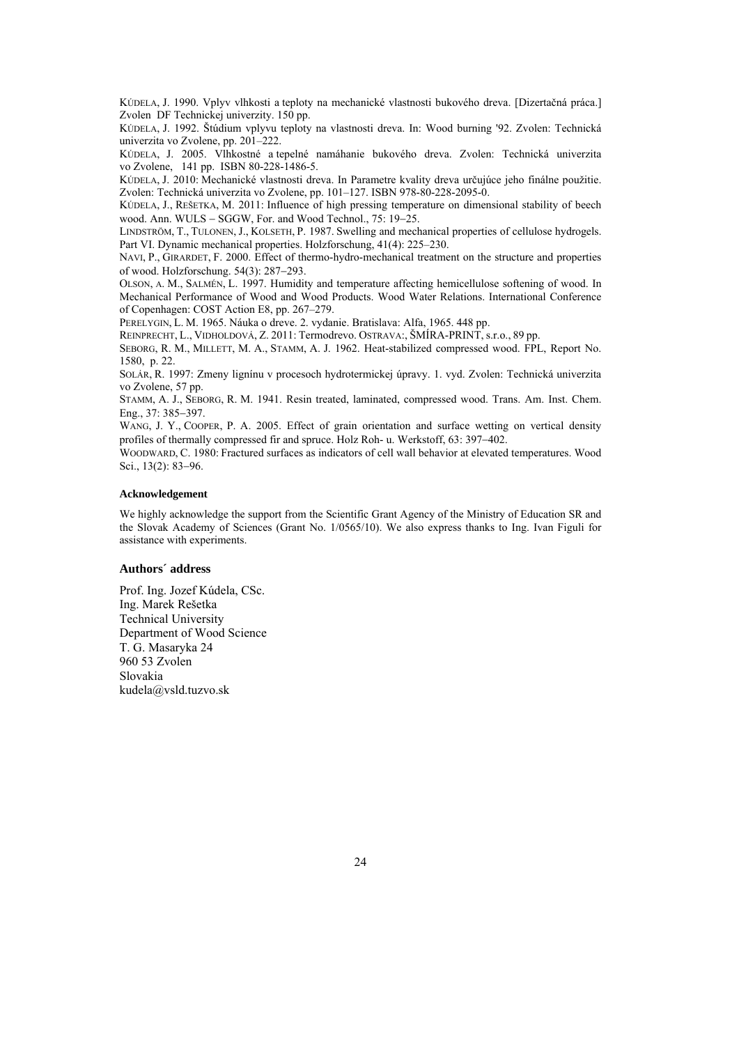KÚDELA, J. 1990. Vplyv vlhkosti a teploty na mechanické vlastnosti bukového dreva. [Dizertačná práca.] Zvolen DF Technickej univerzity. 150 pp.

KÚDELA, J. 1992. Štúdium vplyvu teploty na vlastnosti dreva. In: Wood burning '92. Zvolen: Technická univerzita vo Zvolene, pp. 201–222.

KÚDELA, J. 2005. Vlhkostné a tepelné namáhanie bukového dreva. Zvolen: Technická univerzita vo Zvolene, 141 pp. ISBN 80-228-1486-5.

KÚDELA, J. 2010: Mechanické vlastnosti dreva. In Parametre kvality dreva určujúce jeho finálne použitie. Zvolen: Technická univerzita vo Zvolene, pp. 101–127. ISBN 978-80-228-2095-0.

KÚDELA, J., REŠETKA, M. 2011: Influence of high pressing temperature on dimensional stability of beech wood. Ann. WULS – SGGW, For. and Wood Technol., 75: 19–25.

LINDSTRÖM, T., TULONEN, J., KOLSETH, P. 1987. Swelling and mechanical properties of cellulose hydrogels. Part VI. Dynamic mechanical properties. Holzforschung, 41(4): 225–230.

NAVI, P., GIRARDET, F. 2000. Effect of thermo-hydro-mechanical treatment on the structure and properties of wood. Holzforschung. 54(3): 287–293.

OLSON, A. M., SALMÉN, L. 1997. Humidity and temperature affecting hemicellulose softening of wood. In Mechanical Performance of Wood and Wood Products. Wood Water Relations. International Conference of Copenhagen: COST Action E8, pp. 267–279.

PERELYGIN, L. M. 1965. Náuka o dreve. 2. vydanie. Bratislava: Alfa, 1965. 448 pp.

REINPRECHT, L., VIDHOLDOVÁ, Z. 2011: Termodrevo. OSTRAVA:, ŠMÍRA-PRINT, s.r.o., 89 pp.

SEBORG, R. M., MILLETT, M. A., STAMM, A. J. 1962. Heat-stabilized compressed wood. FPL, Report No. 1580, p. 22.

SOLÁR, R. 1997: Zmeny lignínu v procesoch hydrotermickej úpravy. 1. vyd. Zvolen: Technická univerzita vo Zvolene, 57 pp.

STAMM, A. J., SEBORG, R. M. 1941. Resin treated, laminated, compressed wood. Trans. Am. Inst. Chem. Eng., 37: 385–397.

WANG, J. Y., COOPER, P. A. 2005. Effect of grain orientation and surface wetting on vertical density profiles of thermally compressed fir and spruce. Holz Roh- u. Werkstoff, 63: 397–402.

WOODWARD, C. 1980: Fractured surfaces as indicators of cell wall behavior at elevated temperatures. Wood Sci., 13(2): 83–96.

#### Acknowledgement

We highly acknowledge the support from the Scientific Grant Agency of the Ministry of Education SR and the Slovak Academy of Sciences (Grant No. 1/0565/10). We also express thanks to Ing. Ivan Figuli for assistance with experiments.

### Authors´ address

Prof. Ing. Jozef Kúdela, CSc.
Ing. Marek Rešetka
Technical University
Department of Wood Science
T. G. Masaryka 24
960 53 Zvolen
Slovakia
kudela@vsld.tuzvo.sk